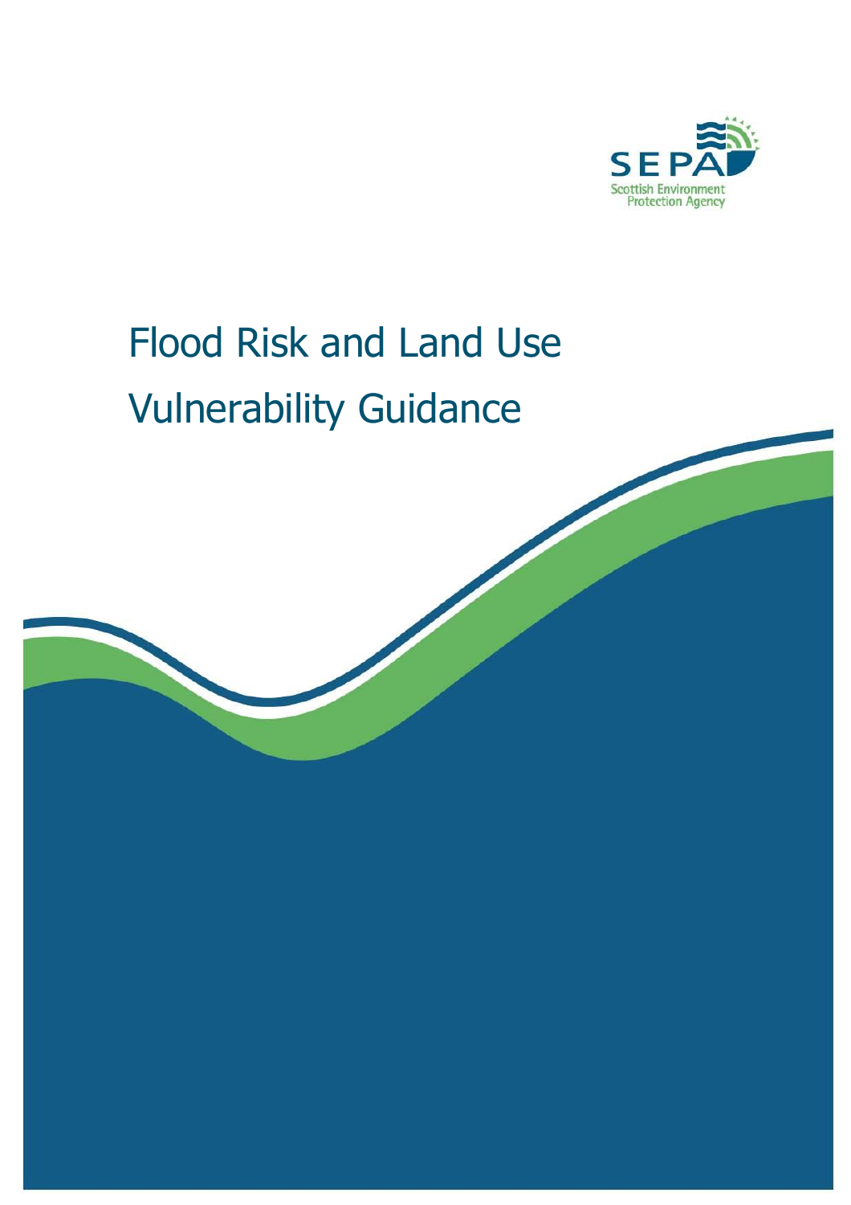SEPA

Scottish Environment Protection Agency

# Flood Risk and Land Use Vulnerability Guidance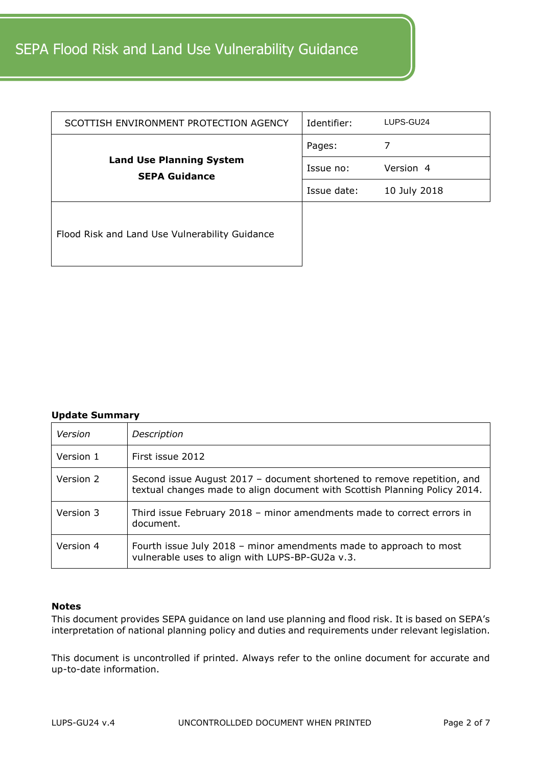# SEPA Flood Risk and Land Use Vulnerability Guidance

| SCOTTISH ENVIRONMENT PROTECTION AGENCY | Identifier: | LUPS-GU24 |
|---|---|---|
| **Land Use Planning System**<br>**SEPA Guidance** | Pages: | 7 |
| | Issue no: | Version 4 |
| | Issue date: | 10 July 2018 |
| Flood Risk and Land Use Vulnerability Guidance | | |

**Update Summary**

| *Version* | *Description* |
|---|---|
| Version 1 | First issue 2012 |
| Version 2 | Second issue August 2017 – document shortened to remove repetition, and textual changes made to align document with Scottish Planning Policy 2014. |
| Version 3 | Third issue February 2018 – minor amendments made to correct errors in document. |
| Version 4 | Fourth issue July 2018 – minor amendments made to approach to most vulnerable uses to align with LUPS-BP-GU2a v.3. |

**Notes**

This document provides SEPA guidance on land use planning and flood risk. It is based on SEPA's interpretation of national planning policy and duties and requirements under relevant legislation.

This document is uncontrolled if printed. Always refer to the online document for accurate and up-to-date information.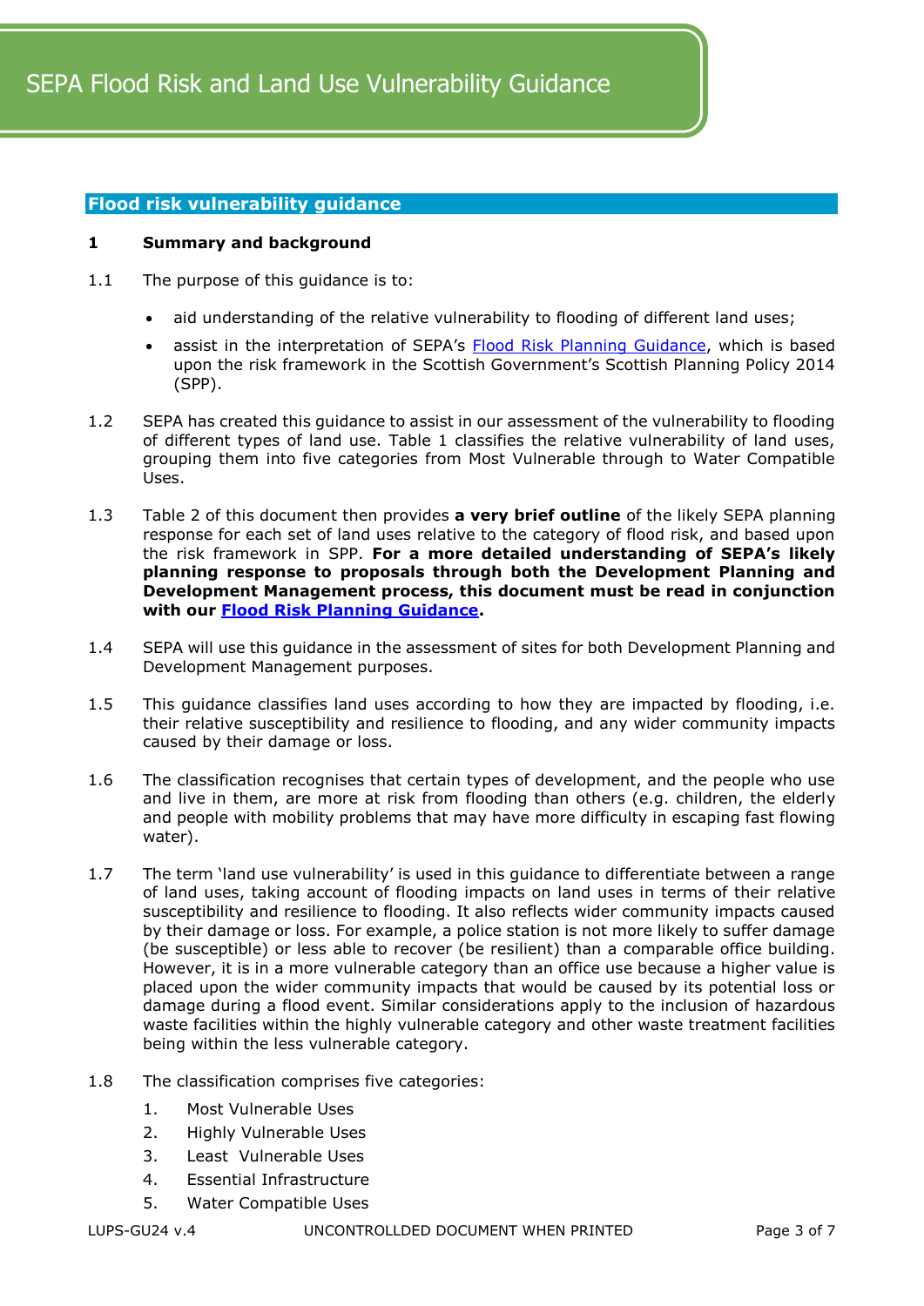# SEPA Flood Risk and Land Use Vulnerability Guidance

## Flood risk vulnerability guidance

### 1 Summary and background

1.1 The purpose of this guidance is to:

- aid understanding of the relative vulnerability to flooding of different land uses;
- assist in the interpretation of SEPA's Flood Risk Planning Guidance, which is based upon the risk framework in the Scottish Government's Scottish Planning Policy 2014 (SPP).

1.2 SEPA has created this guidance to assist in our assessment of the vulnerability to flooding of different types of land use. Table 1 classifies the relative vulnerability of land uses, grouping them into five categories from Most Vulnerable through to Water Compatible Uses.

1.3 Table 2 of this document then provides **a very brief outline** of the likely SEPA planning response for each set of land uses relative to the category of flood risk, and based upon the risk framework in SPP. **For a more detailed understanding of SEPA's likely planning response to proposals through both the Development Planning and Development Management process, this document must be read in conjunction with our Flood Risk Planning Guidance.**

1.4 SEPA will use this guidance in the assessment of sites for both Development Planning and Development Management purposes.

1.5 This guidance classifies land uses according to how they are impacted by flooding, i.e. their relative susceptibility and resilience to flooding, and any wider community impacts caused by their damage or loss.

1.6 The classification recognises that certain types of development, and the people who use and live in them, are more at risk from flooding than others (e.g. children, the elderly and people with mobility problems that may have more difficulty in escaping fast flowing water).

1.7 The term 'land use vulnerability' is used in this guidance to differentiate between a range of land uses, taking account of flooding impacts on land uses in terms of their relative susceptibility and resilience to flooding. It also reflects wider community impacts caused by their damage or loss. For example, a police station is not more likely to suffer damage (be susceptible) or less able to recover (be resilient) than a comparable office building. However, it is in a more vulnerable category than an office use because a higher value is placed upon the wider community impacts that would be caused by its potential loss or damage during a flood event. Similar considerations apply to the inclusion of hazardous waste facilities within the highly vulnerable category and other waste treatment facilities being within the less vulnerable category.

1.8 The classification comprises five categories:

1. Most Vulnerable Uses
2. Highly Vulnerable Uses
3. Least Vulnerable Uses
4. Essential Infrastructure
5. Water Compatible Uses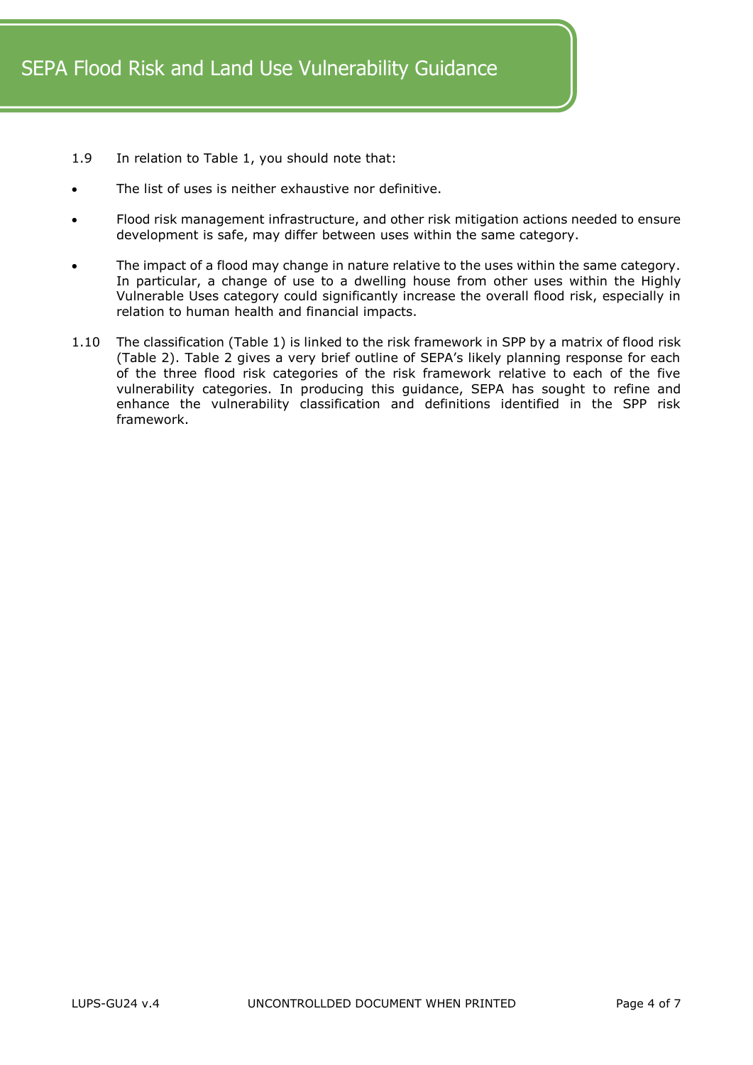1.9 In relation to Table 1, you should note that:

- The list of uses is neither exhaustive nor definitive.
- Flood risk management infrastructure, and other risk mitigation actions needed to ensure development is safe, may differ between uses within the same category.
- The impact of a flood may change in nature relative to the uses within the same category. In particular, a change of use to a dwelling house from other uses within the Highly Vulnerable Uses category could significantly increase the overall flood risk, especially in relation to human health and financial impacts.

1.10 The classification (Table 1) is linked to the risk framework in SPP by a matrix of flood risk (Table 2). Table 2 gives a very brief outline of SEPA's likely planning response for each of the three flood risk categories of the risk framework relative to each of the five vulnerability categories. In producing this guidance, SEPA has sought to refine and enhance the vulnerability classification and definitions identified in the SPP risk framework.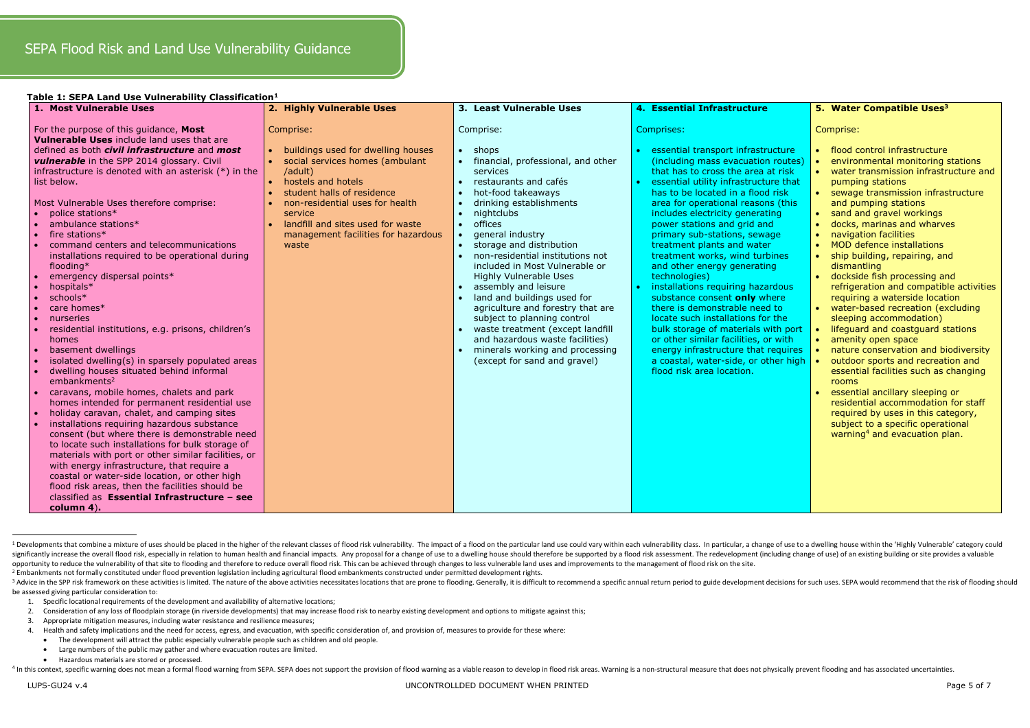# SEPA Flood Risk and Land Use Vulnerability Guidance

**Table 1: SEPA Land Use Vulnerability Classification[1]**

| 1. Most Vulnerable Uses | 2. Highly Vulnerable Uses | 3. Least Vulnerable Uses | 4. Essential Infrastructure | 5. Water Compatible Uses[3] |
|---|---|---|---|---|
| For the purpose of this guidance, **Most Vulnerable Uses** include land uses that are defined as both ***civil infrastructure*** and ***most vulnerable*** in the SPP 2014 glossary. Civil infrastructure is denoted with an asterisk (*) in the list below.<br><br>Most Vulnerable Uses therefore comprise:<br>• police stations*<br>• ambulance stations*<br>• fire stations*<br>• command centers and telecommunications installations required to be operational during flooding*<br>• emergency dispersal points*<br>• hospitals*<br>• schools*<br>• care homes*<br>• nurseries<br>• residential institutions, e.g. prisons, children's homes<br>• basement dwellings<br>• isolated dwelling(s) in sparsely populated areas<br>• dwelling houses situated behind informal embankments[2]<br>• caravans, mobile homes, chalets and park homes intended for permanent residential use<br>• holiday caravan, chalet, and camping sites<br>• installations requiring hazardous substance consent (but where there is demonstrable need to locate such installations for bulk storage of materials with port or other similar facilities, or with energy infrastructure, that require a coastal or water-side location, or other high flood risk areas, then the facilities should be classified as **Essential Infrastructure – see column 4**). | Comprise:<br>• buildings used for dwelling houses<br>• social services homes (ambulant /adult)<br>• hostels and hotels<br>• student halls of residence<br>• non-residential uses for health service<br>• landfill and sites used for waste management facilities for hazardous waste | Comprise:<br>• shops<br>• financial, professional, and other services<br>• restaurants and cafés<br>• hot-food takeaways<br>• drinking establishments<br>• nightclubs<br>• offices<br>• general industry<br>• storage and distribution<br>• non-residential institutions not included in Most Vulnerable or Highly Vulnerable Uses<br>• assembly and leisure<br>• land and buildings used for agriculture and forestry that are subject to planning control<br>• waste treatment (except landfill and hazardous waste facilities)<br>• minerals working and processing (except for sand and gravel) | Comprises:<br>• essential transport infrastructure (including mass evacuation routes) that has to cross the area at risk<br>• essential utility infrastructure that has to be located in a flood risk area for operational reasons (this includes electricity generating power stations and grid and primary sub-stations, sewage treatment plants and water treatment works, wind turbines and other energy generating technologies)<br>• installations requiring hazardous substance consent **only** where there is demonstrable need to locate such installations for the bulk storage of materials with port or other similar facilities, or with energy infrastructure that requires a coastal, water-side, or other high flood risk area location. | Comprise:<br>• flood control infrastructure<br>• environmental monitoring stations<br>• water transmission infrastructure and pumping stations<br>• sewage transmission infrastructure and pumping stations<br>• sand and gravel workings<br>• docks, marinas and wharves<br>• navigation facilities<br>• MOD defence installations<br>• ship building, repairing, and dismantling<br>• dockside fish processing and refrigeration and compatible activities requiring a waterside location<br>• water-based recreation (excluding sleeping accommodation)<br>• lifeguard and coastguard stations<br>• amenity open space<br>• nature conservation and biodiversity<br>• outdoor sports and recreation and essential facilities such as changing rooms<br>• essential ancillary sleeping or residential accommodation for staff required by uses in this category, subject to a specific operational warning[4] and evacuation plan. |

---

[1] Developments that combine a mixture of uses should be placed in the higher of the relevant classes of flood risk vulnerability. The impact of a flood on the particular land use could vary within each vulnerability class. In particular, a change of use to a dwelling house within the 'Highly Vulnerable' category could significantly increase the overall flood risk, especially in relation to human health and financial impacts. Any proposal for a change of use to a dwelling house should therefore be supported by a flood risk assessment. The redevelopment (including change of use) of an existing building or site provides a valuable opportunity to reduce the vulnerability of that site to flooding and therefore to reduce overall flood risk. This can be achieved through changes to less vulnerable land uses and improvements to the management of flood risk on the site.

[2] Embankments not formally constituted under flood prevention legislation including agricultural flood embankments constructed under permitted development rights.

[3] Advice in the SPP risk framework on these activities is limited. The nature of the above activities necessitates locations that are prone to flooding. Generally, it is difficult to recommend a specific annual return period to guide development decisions for such uses. SEPA would recommend that the risk of flooding should be assessed giving particular consideration to:

1. Specific locational requirements of the development and availability of alternative locations;
2. Consideration of any loss of floodplain storage (in riverside developments) that may increase flood risk to nearby existing development and options to mitigate against this;
3. Appropriate mitigation measures, including water resistance and resilience measures;
4. Health and safety implications and the need for access, egress, and evacuation, with specific consideration of, and provision of, measures to provide for these where:
   - The development will attract the public especially vulnerable people such as children and old people.
   - Large numbers of the public may gather and where evacuation routes are limited.
   - Hazardous materials are stored or processed.

[4] In this context, specific warning does not mean a formal flood warning from SEPA. SEPA does not support the provision of flood warning as a viable reason to develop in flood risk areas. Warning is a non-structural measure that does not physically prevent flooding and has associated uncertainties.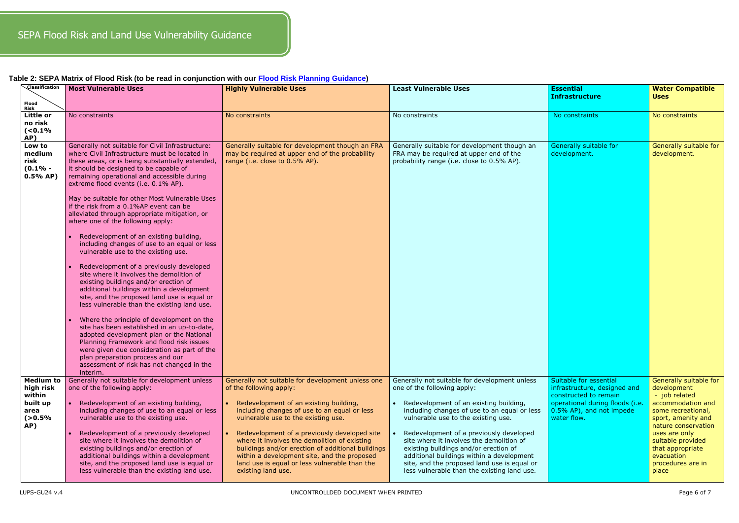**Table 2: SEPA Matrix of Flood Risk (to be read in conjunction with our Flood Risk Planning Guidance)**

| Classification / Flood Risk | Most Vulnerable Uses | Highly Vulnerable Uses | Least Vulnerable Uses | Essential Infrastructure | Water Compatible Uses |
|---|---|---|---|---|---|
| **Little or no risk (<0.1% AP)** | No constraints | No constraints | No constraints | No constraints | No constraints |
| **Low to medium risk (0.1% - 0.5% AP)** | Generally not suitable for Civil Infrastructure: where Civil Infrastructure must be located in these areas, or is being substantially extended, it should be designed to be capable of remaining operational and accessible during extreme flood events (i.e. 0.1% AP).<br><br>May be suitable for other Most Vulnerable Uses if the risk from a 0.1%AP event can be alleviated through appropriate mitigation, or where one of the following apply:<br><br>• Redevelopment of an existing building, including changes of use to an equal or less vulnerable use to the existing use.<br><br>• Redevelopment of a previously developed site where it involves the demolition of existing buildings and/or erection of additional buildings within a development site, and the proposed land use is equal or less vulnerable than the existing land use.<br><br>• Where the principle of development on the site has been established in an up-to-date, adopted development plan or the National Planning Framework and flood risk issues were given due consideration as part of the plan preparation process and our assessment of risk has not changed in the interim. | Generally suitable for development though an FRA may be required at upper end of the probability range (i.e. close to 0.5% AP). | Generally suitable for development though an FRA may be required at upper end of the probability range (i.e. close to 0.5% AP). | Generally suitable for development. | Generally suitable for development. |
| **Medium to high risk within built up area (>0.5% AP)** | Generally not suitable for development unless one of the following apply:<br><br>• Redevelopment of an existing building, including changes of use to an equal or less vulnerable use to the existing use.<br><br>• Redevelopment of a previously developed site where it involves the demolition of existing buildings and/or erection of additional buildings within a development site, and the proposed land use is equal or less vulnerable than the existing land use. | Generally not suitable for development unless one of the following apply:<br><br>• Redevelopment of an existing building, including changes of use to an equal or less vulnerable use to the existing use.<br><br>• Redevelopment of a previously developed site where it involves the demolition of existing buildings and/or erection of additional buildings within a development site, and the proposed land use is equal or less vulnerable than the existing land use. | Generally not suitable for development unless one of the following apply:<br><br>• Redevelopment of an existing building, including changes of use to an equal or less vulnerable use to the existing use.<br><br>• Redevelopment of a previously developed site where it involves the demolition of existing buildings and/or erection of additional buildings within a development site, and the proposed land use is equal or less vulnerable than the existing land use. | Suitable for essential infrastructure, designed and constructed to remain operational during floods (i.e. 0.5% AP), and not impede water flow. | Generally suitable for development - job related accommodation and some recreational, sport, amenity and nature conservation uses are only suitable provided that appropriate evacuation procedures are in place |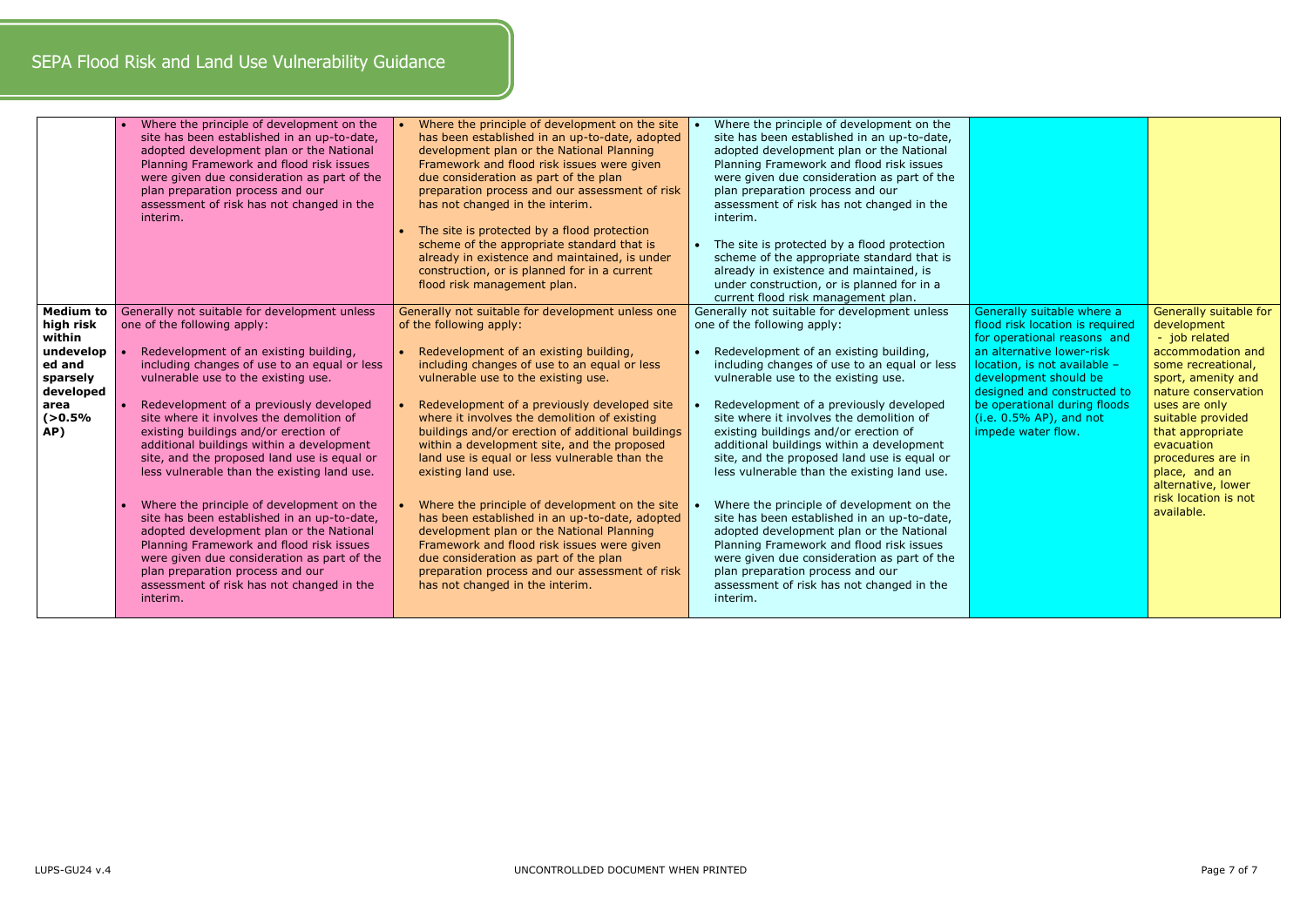| | | | | | |
|---|---|---|---|---|---|
| | • Where the principle of development on the site has been established in an up-to-date, adopted development plan or the National Planning Framework and flood risk issues were given due consideration as part of the plan preparation process and our assessment of risk has not changed in the interim. | • Where the principle of development on the site has been established in an up-to-date, adopted development plan or the National Planning Framework and flood risk issues were given due consideration as part of the plan preparation process and our assessment of risk has not changed in the interim.<br><br>• The site is protected by a flood protection scheme of the appropriate standard that is already in existence and maintained, is under construction, or is planned for in a current flood risk management plan. | • Where the principle of development on the site has been established in an up-to-date, adopted development plan or the National Planning Framework and flood risk issues were given due consideration as part of the plan preparation process and our assessment of risk has not changed in the interim.<br><br>• The site is protected by a flood protection scheme of the appropriate standard that is already in existence and maintained, is under construction, or is planned for in a current flood risk management plan. | | |
| **Medium to high risk within undeveloped and sparsely developed area (>0.5% AP)** | Generally not suitable for development unless one of the following apply:<br><br>• Redevelopment of an existing building, including changes of use to an equal or less vulnerable use to the existing use.<br><br>• Redevelopment of a previously developed site where it involves the demolition of existing buildings and/or erection of additional buildings within a development site, and the proposed land use is equal or less vulnerable than the existing land use.<br><br>• Where the principle of development on the site has been established in an up-to-date, adopted development plan or the National Planning Framework and flood risk issues were given due consideration as part of the plan preparation process and our assessment of risk has not changed in the interim. | Generally not suitable for development unless one of the following apply:<br><br>• Redevelopment of an existing building, including changes of use to an equal or less vulnerable use to the existing use.<br><br>• Redevelopment of a previously developed site where it involves the demolition of existing buildings and/or erection of additional buildings within a development site, and the proposed land use is equal or less vulnerable than the existing land use.<br><br>• Where the principle of development on the site has been established in an up-to-date, adopted development plan or the National Planning Framework and flood risk issues were given due consideration as part of the plan preparation process and our assessment of risk has not changed in the interim. | Generally not suitable for development unless one of the following apply:<br><br>• Redevelopment of an existing building, including changes of use to an equal or less vulnerable use to the existing use.<br><br>• Redevelopment of a previously developed site where it involves the demolition of existing buildings and/or erection of additional buildings within a development site, and the proposed land use is equal or less vulnerable than the existing land use.<br><br>• Where the principle of development on the site has been established in an up-to-date, adopted development plan or the National Planning Framework and flood risk issues were given due consideration as part of the plan preparation process and our assessment of risk has not changed in the interim. | Generally suitable where a flood risk location is required for operational reasons and an alternative lower-risk location, is not available – development should be designed and constructed to be operational during floods (i.e. 0.5% AP), and not impede water flow. | Generally suitable for development - job related accommodation and some recreational, sport, amenity and nature conservation uses are only suitable provided that appropriate evacuation procedures are in place, and an alternative, lower risk location is not available. |